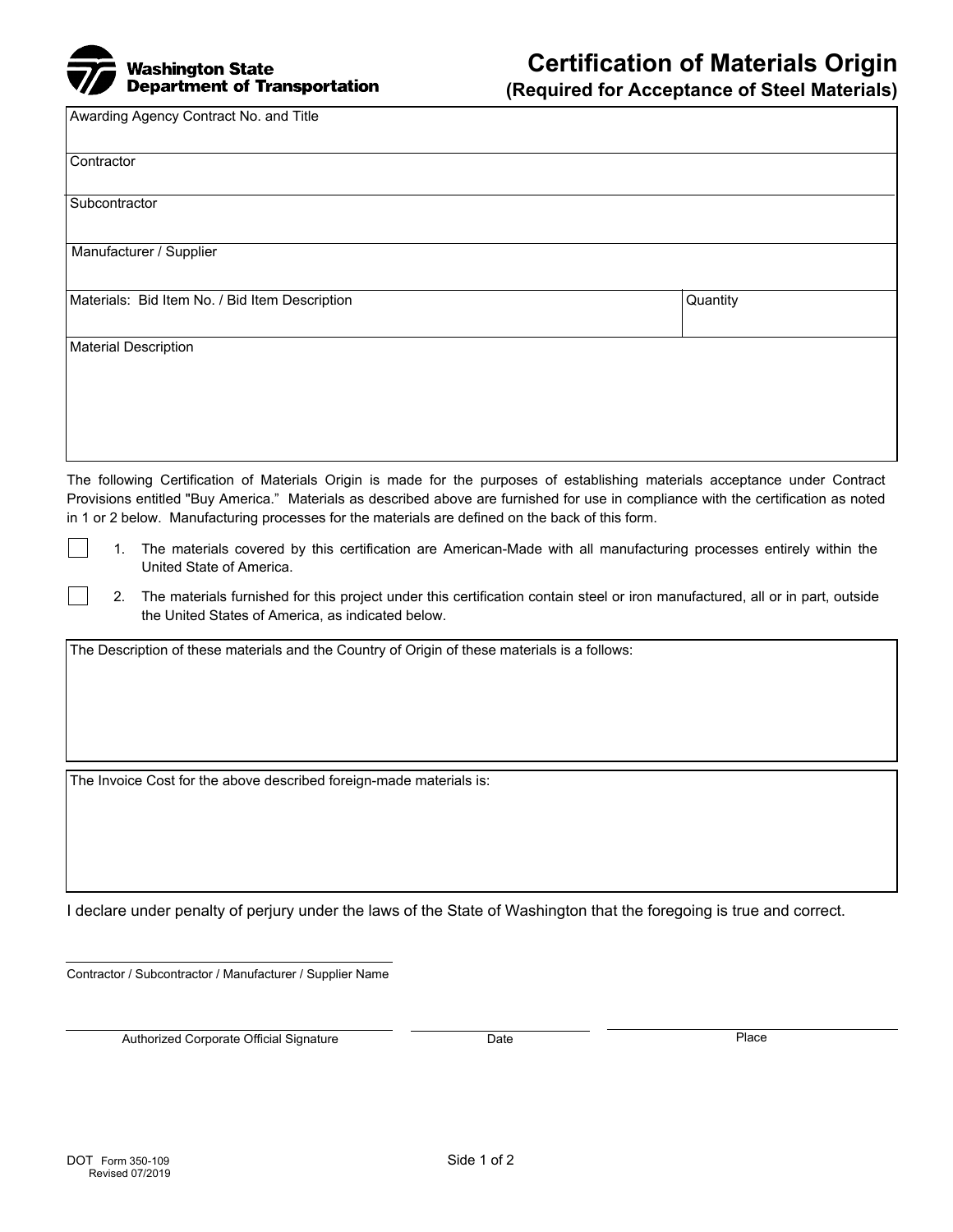Washington State Department of Transportation

# Certification of Materials Origin

## (Required for Acceptance of Steel Materials)

| Awarding Agency Contract No. and Title | |
|---|---|
| Contractor | |
| Subcontractor | |
| Manufacturer / Supplier | |
| Materials: Bid Item No. / Bid Item Description | Quantity |
| Material Description | |

The following Certification of Materials Origin is made for the purposes of establishing materials acceptance under Contract Provisions entitled "Buy America." Materials as described above are furnished for use in compliance with the certification as noted in 1 or 2 below. Manufacturing processes for the materials are defined on the back of this form.

☐ 1. The materials covered by this certification are American-Made with all manufacturing processes entirely within the United State of America.

☐ 2. The materials furnished for this project under this certification contain steel or iron manufactured, all or in part, outside the United States of America, as indicated below.

| The Description of these materials and the Country of Origin of these materials is a follows: |
|---|
| |

| The Invoice Cost for the above described foreign-made materials is: |
|---|
| |

I declare under penalty of perjury under the laws of the State of Washington that the foregoing is true and correct.

_______________________________
Contractor / Subcontractor / Manufacturer / Supplier Name

_______________________________ _______________ _______________
Authorized Corporate Official Signature — Date — Place

DOT Form 350-109
Revised 07/2019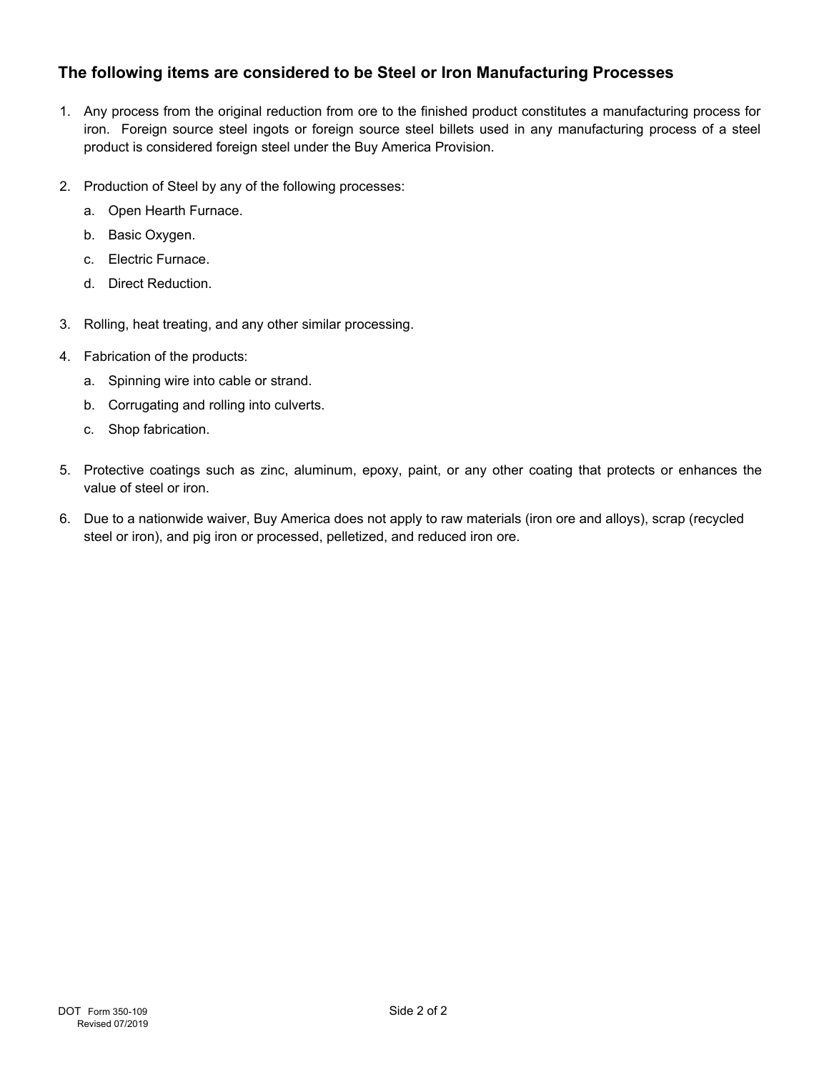## The following items are considered to be Steel or Iron Manufacturing Processes

1. Any process from the original reduction from ore to the finished product constitutes a manufacturing process for iron. Foreign source steel ingots or foreign source steel billets used in any manufacturing process of a steel product is considered foreign steel under the Buy America Provision.

2. Production of Steel by any of the following processes:
   a. Open Hearth Furnace.
   b. Basic Oxygen.
   c. Electric Furnace.
   d. Direct Reduction.

3. Rolling, heat treating, and any other similar processing.

4. Fabrication of the products:
   a. Spinning wire into cable or strand.
   b. Corrugating and rolling into culverts.
   c. Shop fabrication.

5. Protective coatings such as zinc, aluminum, epoxy, paint, or any other coating that protects or enhances the value of steel or iron.

6. Due to a nationwide waiver, Buy America does not apply to raw materials (iron ore and alloys), scrap (recycled steel or iron), and pig iron or processed, pelletized, and reduced iron ore.

DOT Form 350-109
Revised 07/2019